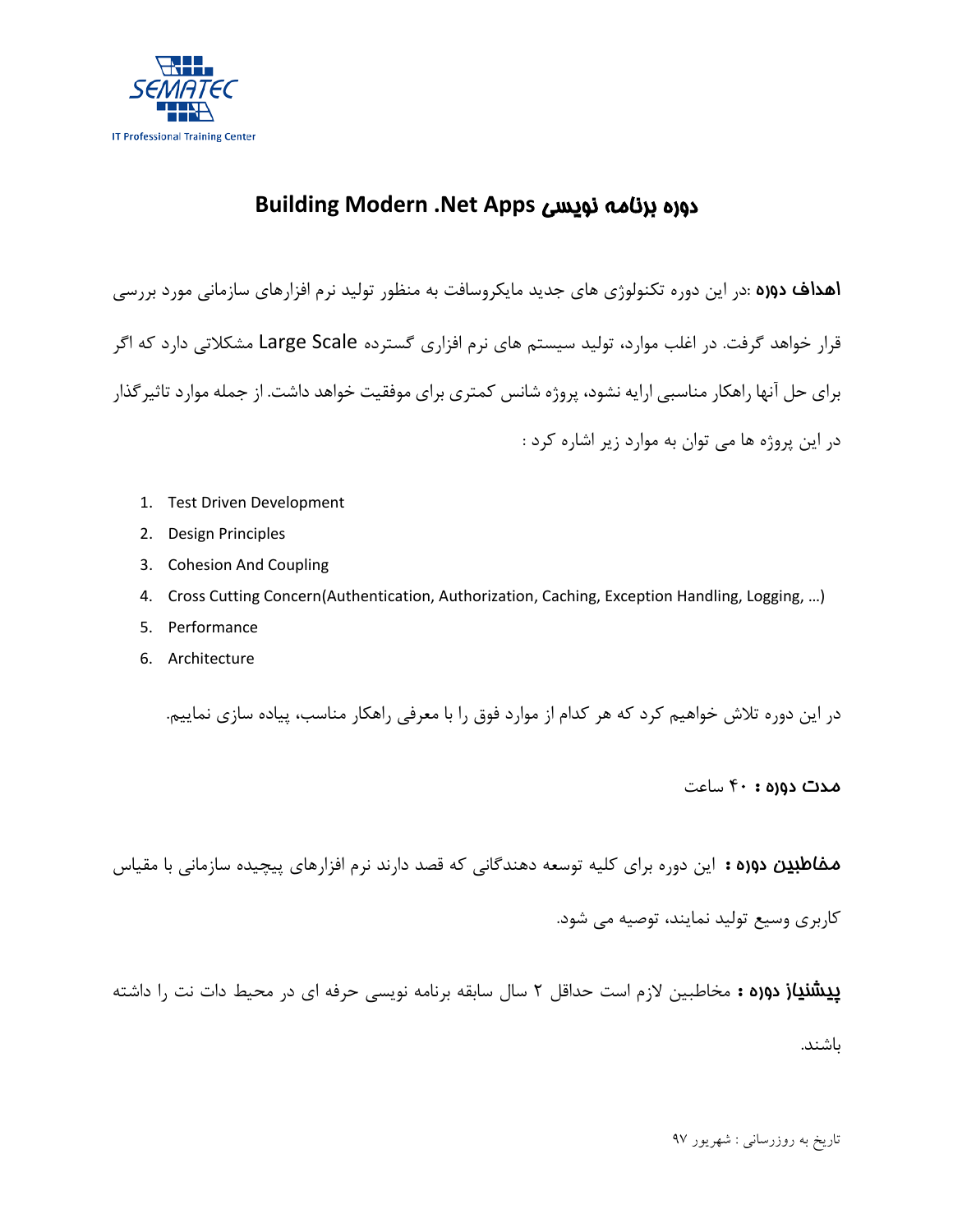# دوره برنامه نویسی Building Modern .Net Apps

**اهداف دوره** :در این دوره تکنولوژی های جدید مایکروسافت به منظور تولید نرم افزارهای سازمانی مورد بررسی قرار خواهد گرفت. در اغلب موارد، تولید سیستم های نرم افزاری گسترده Large Scale مشکلاتی دارد که اگر برای حل آنها راهکار مناسبی ارایه نشود، پروژه شانس کمتری برای موفقیت خواهد داشت. از جمله موارد تاثیرگذار در این پروژه ها می توان به موارد زیر اشاره کرد :

1. Test Driven Development
2. Design Principles
3. Cohesion And Coupling
4. Cross Cutting Concern(Authentication, Authorization, Caching, Exception Handling, Logging, …)
5. Performance
6. Architecture

در این دوره تلاش خواهیم کرد که هر کدام از موارد فوق را با معرفی راهکار مناسب، پیاده سازی نماییم.

**مدت دوره :** ۴۰ ساعت

**مخاطبین دوره :** این دوره برای کلیه توسعه دهندگانی که قصد دارند نرم افزارهای پیچیده سازمانی با مقیاس کاربری وسیع تولید نمایند، توصیه می شود.

**پیشنیاز دوره :** مخاطبین لازم است حداقل ۲ سال سابقه برنامه نویسی حرفه ای در محیط دات نت را داشته باشند.

تاریخ به روزرسانی : شهریور ۹۷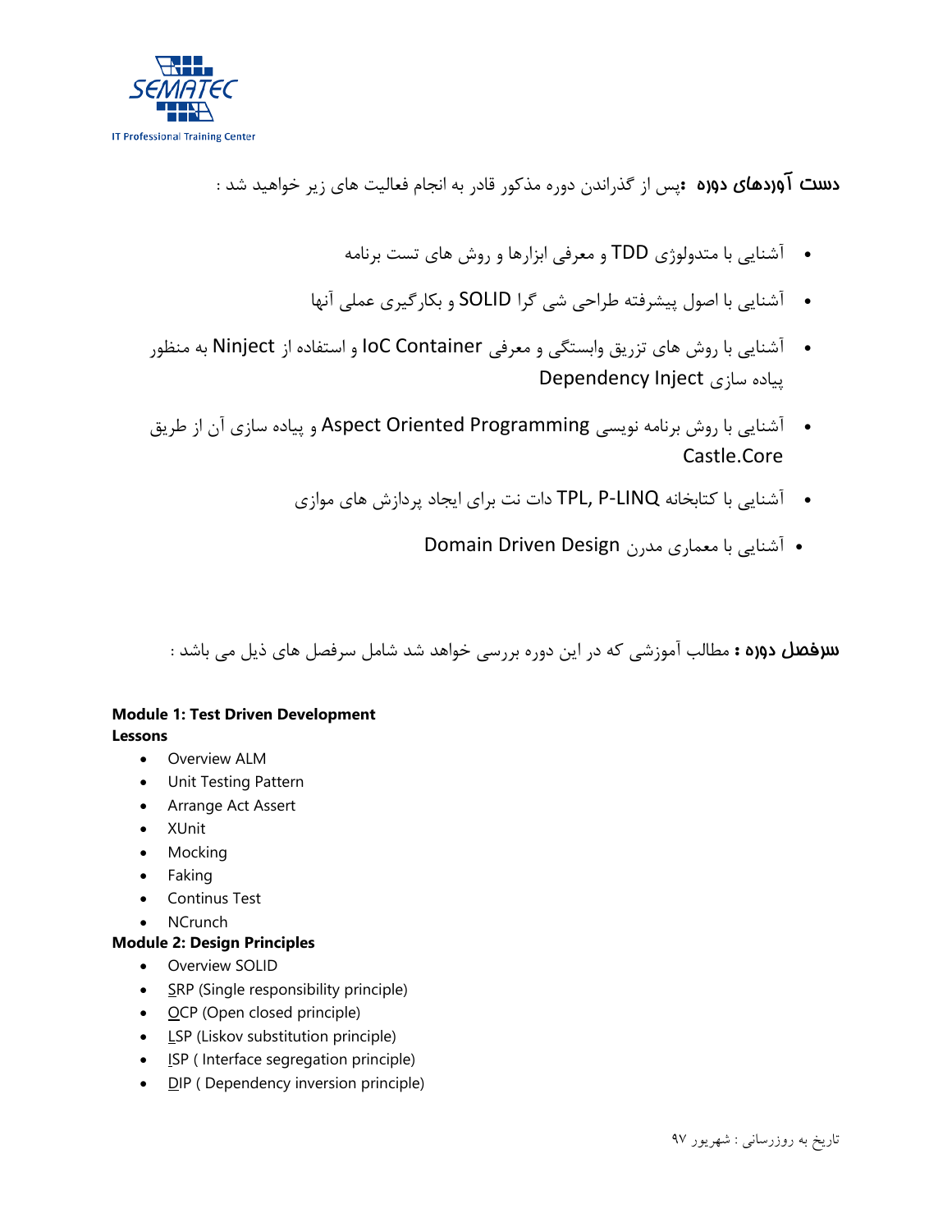**دست آوردهای دوره :** پس از گذراندن دوره مذکور قادر به انجام فعالیت های زیر خواهید شد :

- آشنایی با متدولوژی TDD و معرفی ابزارها و روش های تست برنامه
- آشنایی با اصول پیشرفته طراحی شی گرا SOLID و بکارگیری عملی آنها
- آشنایی با روش های تزریق وابستگی و معرفی IoC Container و استفاده از Ninject به منظور پیاده سازی Dependency Inject
- آشنایی با روش برنامه نویسی Aspect Oriented Programming و پیاده سازی آن از طریق Castle.Core
- آشنایی با کتابخانه TPL, P-LINQ دات نت برای ایجاد پردازش های موازی
- آشنایی با معماری مدرن Domain Driven Design

**سرفصل دوره :** مطالب آموزشی که در این دوره بررسی خواهد شد شامل سرفصل های ذیل می باشد :

**Module 1: Test Driven Development**
**Lessons**

- Overview ALM
- Unit Testing Pattern
- Arrange Act Assert
- XUnit
- Mocking
- Faking
- Continus Test
- NCrunch

**Module 2: Design Principles**

- Overview SOLID
- SRP (Single responsibility principle)
- OCP (Open closed principle)
- LSP (Liskov substitution principle)
- ISP ( Interface segregation principle)
- DIP ( Dependency inversion principle)

تاریخ به روزرسانی : شهریور ۹۷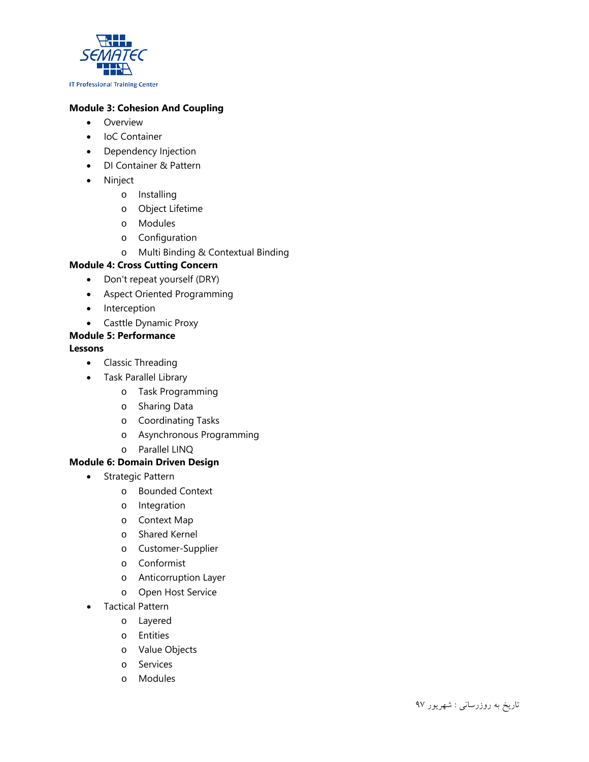**Module 3: Cohesion And Coupling**

- Overview
- IoC Container
- Dependency Injection
- DI Container & Pattern
- Ninject
  - Installing
  - Object Lifetime
  - Modules
  - Configuration
  - Multi Binding & Contextual Binding

**Module 4: Cross Cutting Concern**

- Don't repeat yourself (DRY)
- Aspect Oriented Programming
- Interception
- Casttle Dynamic Proxy

**Module 5: Performance**

**Lessons**

- Classic Threading
- Task Parallel Library
  - Task Programming
  - Sharing Data
  - Coordinating Tasks
  - Asynchronous Programming
  - Parallel LINQ

**Module 6: Domain Driven Design**

- Strategic Pattern
  - Bounded Context
  - Integration
  - Context Map
  - Shared Kernel
  - Customer-Supplier
  - Conformist
  - Anticorruption Layer
  - Open Host Service
- Tactical Pattern
  - Layered
  - Entities
  - Value Objects
  - Services
  - Modules

تاریخ به روزرسانی : شهریور ۹۷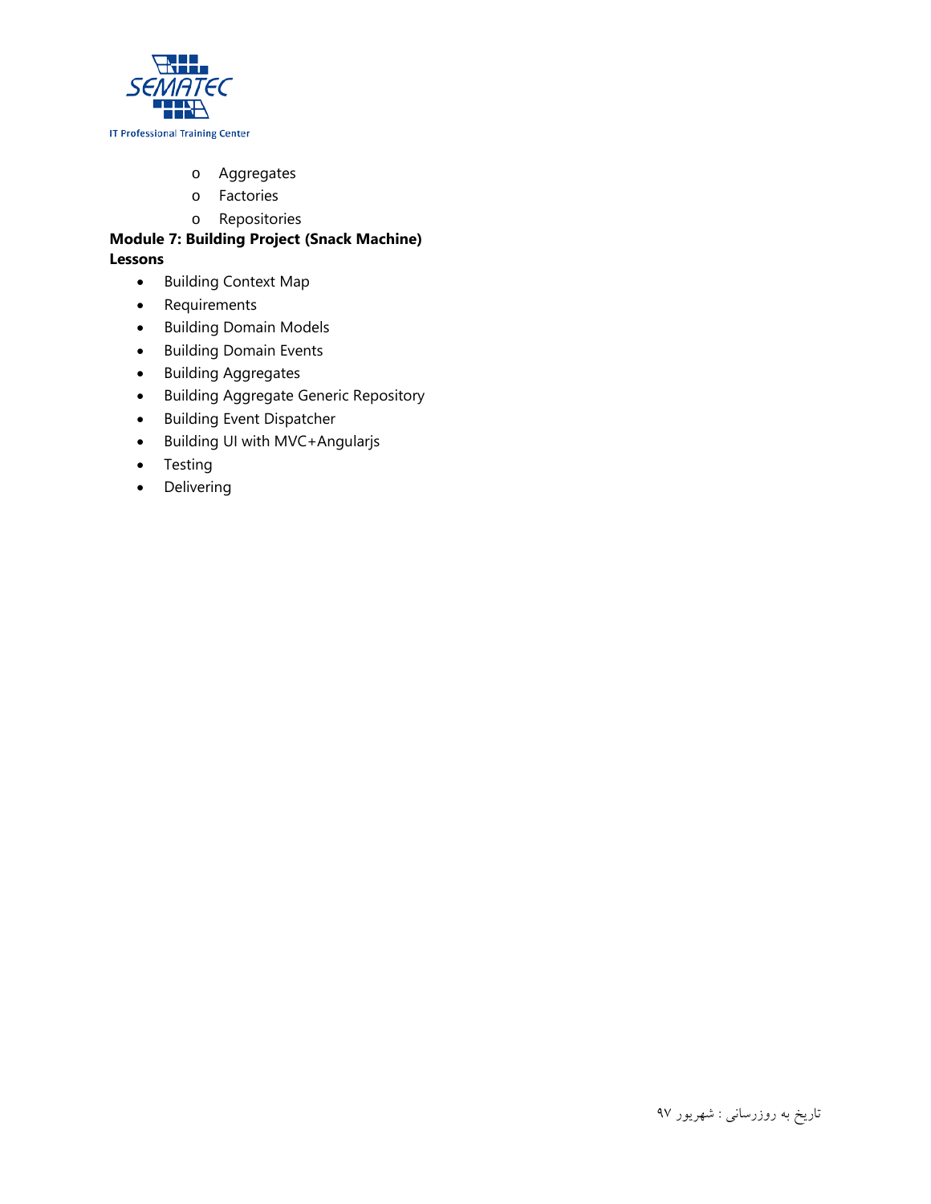- Aggregates
    - Factories
    - Repositories

**Module 7: Building Project (Snack Machine)**

**Lessons**

- Building Context Map
- Requirements
- Building Domain Models
- Building Domain Events
- Building Aggregates
- Building Aggregate Generic Repository
- Building Event Dispatcher
- Building UI with MVC+Angularjs
- Testing
- Delivering